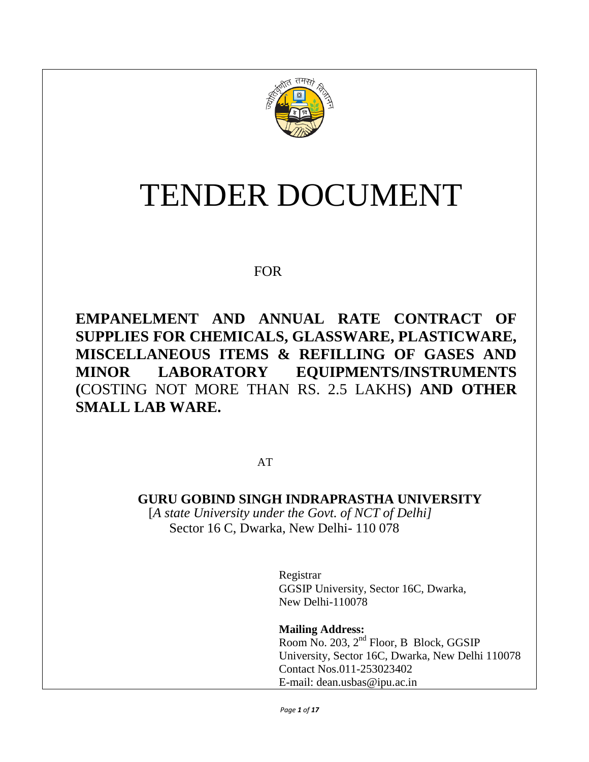# TENDER DOCUMENT

FOR

**EMPANELMENT AND ANNUAL RATE CONTRACT OF SUPPLIES FOR CHEMICALS, GLASSWARE, PLASTICWARE, MISCELLANEOUS ITEMS & REFILLING OF GASES AND MINOR LABORATORY EQUIPMENTS/INSTRUMENTS (**COSTING NOT MORE THAN RS. 2.5 LAKHS**) AND OTHER SMALL LAB WARE.**

AT

**GURU GOBIND SINGH INDRAPRASTHA UNIVERSITY**

[*A state University under the Govt. of NCT of Delhi]*

Sector 16 C, Dwarka, New Delhi- 110 078

Registrar
GGSIP University, Sector 16C, Dwarka,
New Delhi-110078

**Mailing Address:**
Room No. 203, 2nd Floor, B Block, GGSIP University, Sector 16C, Dwarka, New Delhi 110078
Contact Nos.011-253023402
E-mail: dean.usbas@ipu.ac.in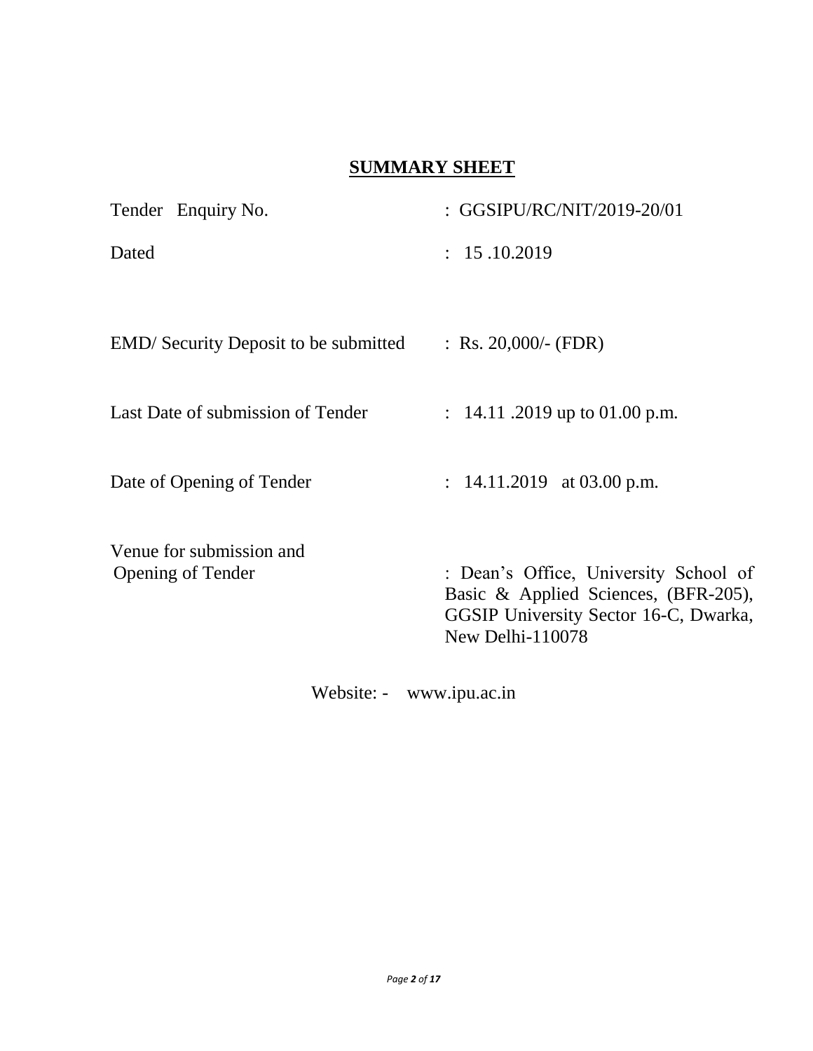## SUMMARY SHEET

| | |
|---|---|
| Tender Enquiry No. | : GGSIPU/RC/NIT/2019-20/01 |
| Dated | : 15 .10.2019 |
| EMD/ Security Deposit to be submitted | : Rs. 20,000/- (FDR) |
| Last Date of submission of Tender | : 14.11 .2019 up to 01.00 p.m. |
| Date of Opening of Tender | : 14.11.2019 at 03.00 p.m. |
| Venue for submission and Opening of Tender | : Dean's Office, University School of Basic & Applied Sciences, (BFR-205), GGSIP University Sector 16-C, Dwarka, New Delhi-110078 |

Website: - www.ipu.ac.in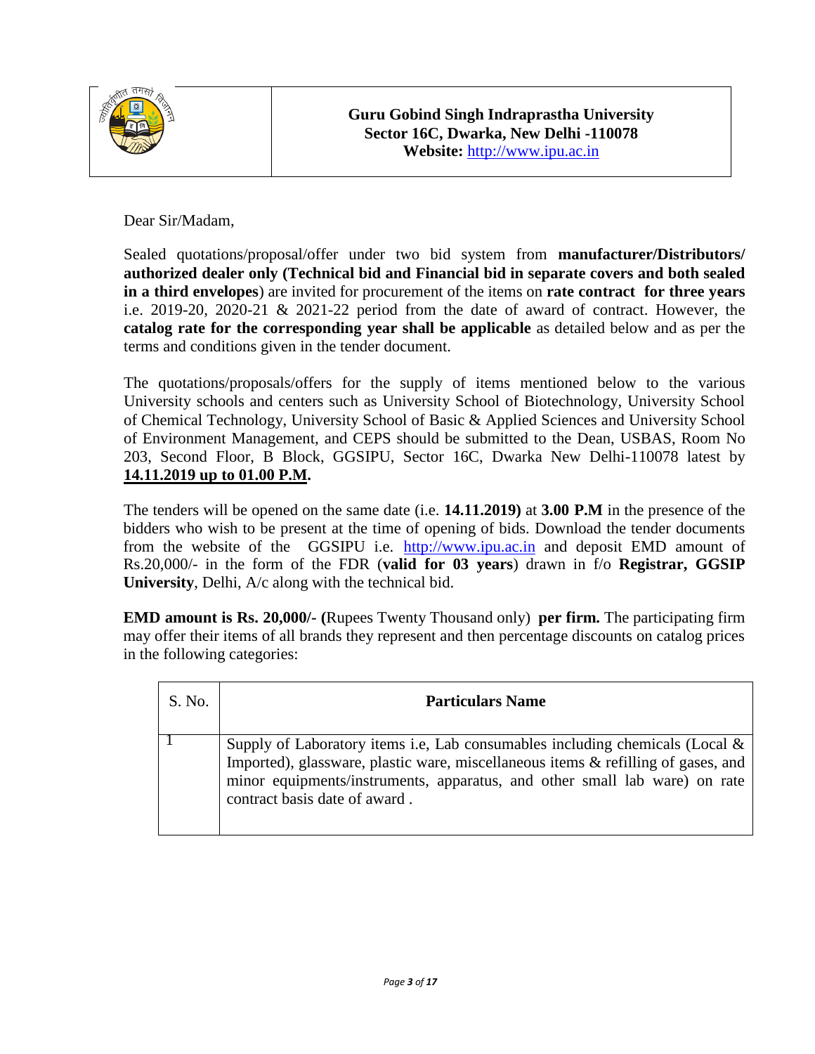**Guru Gobind Singh Indraprastha University**
**Sector 16C, Dwarka, New Delhi -110078**
**Website:** http://www.ipu.ac.in

Dear Sir/Madam,

Sealed quotations/proposal/offer under two bid system from **manufacturer/Distributors/ authorized dealer only (Technical bid and Financial bid in separate covers and both sealed in a third envelopes**) are invited for procurement of the items on **rate contract for three years** i.e. 2019-20, 2020-21 & 2021-22 period from the date of award of contract. However, the **catalog rate for the corresponding year shall be applicable** as detailed below and as per the terms and conditions given in the tender document.

The quotations/proposals/offers for the supply of items mentioned below to the various University schools and centers such as University School of Biotechnology, University School of Chemical Technology, University School of Basic & Applied Sciences and University School of Environment Management, and CEPS should be submitted to the Dean, USBAS, Room No 203, Second Floor, B Block, GGSIPU, Sector 16C, Dwarka New Delhi-110078 latest by **14.11.2019 up to 01.00 P.M.**

The tenders will be opened on the same date (i.e. **14.11.2019)** at **3.00 P.M** in the presence of the bidders who wish to be present at the time of opening of bids. Download the tender documents from the website of the GGSIPU i.e. http://www.ipu.ac.in and deposit EMD amount of Rs.20,000/- in the form of the FDR (**valid for 03 years**) drawn in f/o **Registrar, GGSIP University**, Delhi, A/c along with the technical bid.

**EMD amount is Rs. 20,000/- (**Rupees Twenty Thousand only) **per firm.** The participating firm may offer their items of all brands they represent and then percentage discounts on catalog prices in the following categories:

| S. No. | Particulars Name |
|---|---|
| 1 | Supply of Laboratory items i.e, Lab consumables including chemicals (Local & Imported), glassware, plastic ware, miscellaneous items & refilling of gases, and minor equipments/instruments, apparatus, and other small lab ware) on rate contract basis date of award . |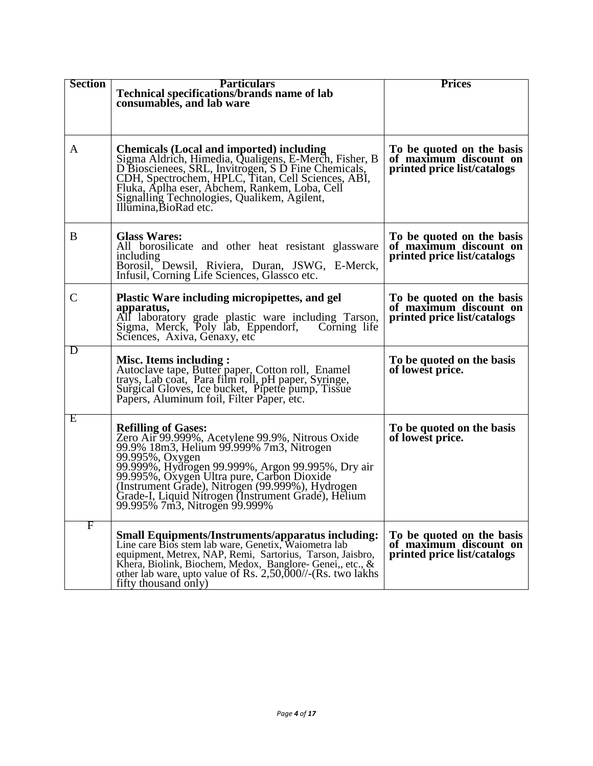| Section | Particulars<br>**Technical specifications/brands name of lab consumables, and lab ware** | Prices |
|---|---|---|
| A | **Chemicals (Local and imported) including**<br>Sigma Aldrich, Himedia, Qualigens, E-Merch, Fisher, B D Bioscienees, SRL, Invitrogen, S D Fine Chemicals, CDH, Spectrochem, HPLC, Titan, Cell Sciences, ABI, Fluka, Aplha eser, Abchem, Rankem, Loba, Cell Signalling Technologies, Qualikem, Agilent, Illumina,BioRad etc. | **To be quoted on the basis of maximum discount on printed price list/catalogs** |
| B | **Glass Wares:**<br>All borosilicate and other heat resistant glassware including<br>Borosil, Dewsil, Riviera, Duran, JSWG, E-Merck, Infusil, Corning Life Sciences, Glassco etc. | **To be quoted on the basis of maximum discount on printed price list/catalogs** |
| C | **Plastic Ware including micropipettes, and gel apparatus,**<br>All laboratory grade plastic ware including Tarson, Sigma, Merck, Poly lab, Eppendorf, Corning life Sciences, Axiva, Genaxy, etc | **To be quoted on the basis of maximum discount on printed price list/catalogs** |
| D | **Misc. Items including :**<br>Autoclave tape, Butter paper, Cotton roll, Enamel trays, Lab coat, Para film roll, pH paper, Syringe, Surgical Gloves, Ice bucket, Pipette pump, Tissue Papers, Aluminum foil, Filter Paper, etc. | **To be quoted on the basis of lowest price.** |
| E | **Refilling of Gases:**<br>Zero Air 99.999%, Acetylene 99.9%, Nitrous Oxide 99.9% 18m3, Helium 99.999% 7m3, Nitrogen 99.995%, Oxygen 99.999%, Hydrogen 99.999%, Argon 99.995%, Dry air 99.995%, Oxygen Ultra pure, Carbon Dioxide (Instrument Grade), Nitrogen (99.999%), Hydrogen Grade-I, Liquid Nitrogen (Instrument Grade), Helium 99.995% 7m3, Nitrogen 99.999% | **To be quoted on the basis of lowest price.** |
| F | **Small Equipments/Instruments/apparatus including:**<br>Line care Bios stem lab ware, Genetix, Waiometra lab equipment, Metrex, NAP, Remi, Sartorius, Tarson, Jaisbro, Khera, Biolink, Biochem, Medox, Banglore- Genei,, etc., & other lab ware, upto value of Rs. 2,50,000//-(Rs. two lakhs fifty thousand only) | **To be quoted on the basis of maximum discount on printed price list/catalogs** |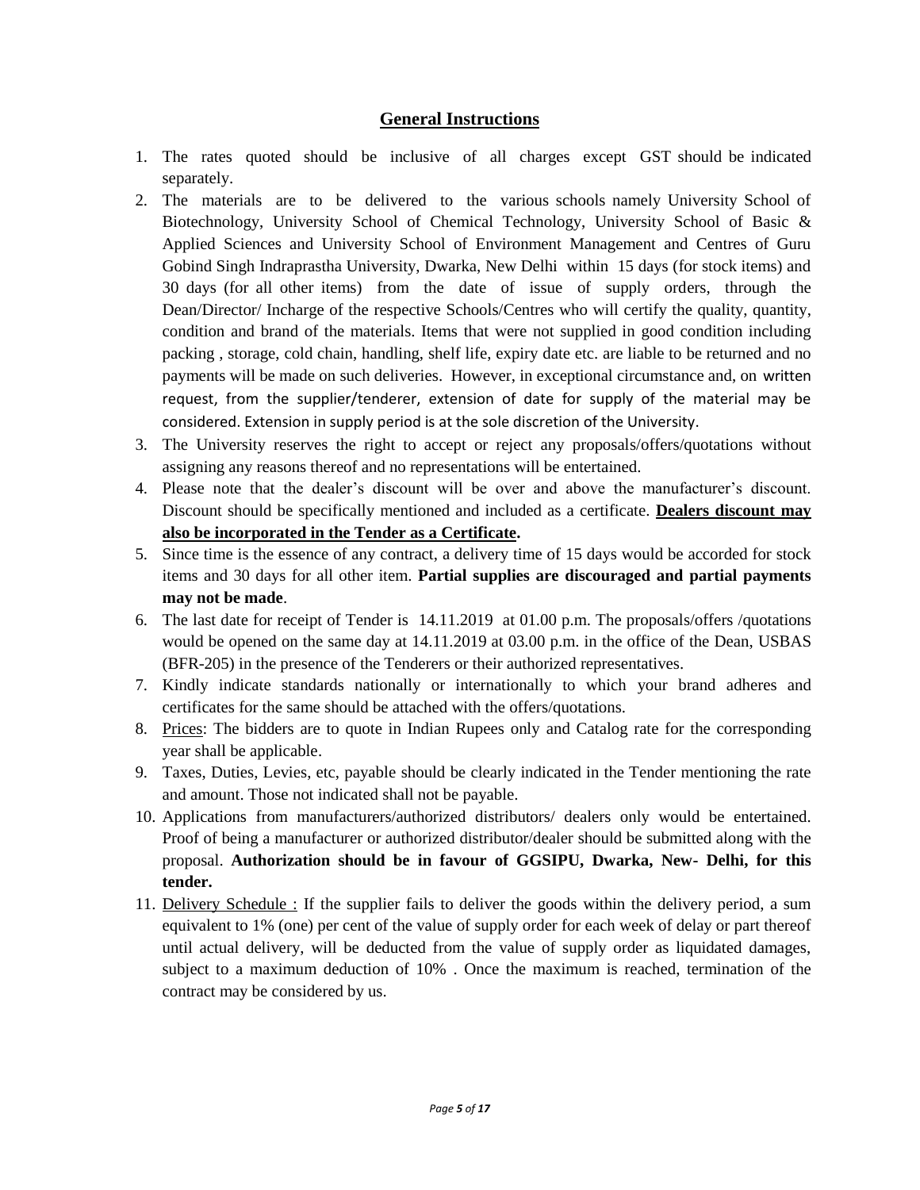## General Instructions

1. The rates quoted should be inclusive of all charges except GST should be indicated separately.
2. The materials are to be delivered to the various schools namely University School of Biotechnology, University School of Chemical Technology, University School of Basic & Applied Sciences and University School of Environment Management and Centres of Guru Gobind Singh Indraprastha University, Dwarka, New Delhi within 15 days (for stock items) and 30 days (for all other items) from the date of issue of supply orders, through the Dean/Director/ Incharge of the respective Schools/Centres who will certify the quality, quantity, condition and brand of the materials. Items that were not supplied in good condition including packing , storage, cold chain, handling, shelf life, expiry date etc. are liable to be returned and no payments will be made on such deliveries. However, in exceptional circumstance and, on written request, from the supplier/tenderer, extension of date for supply of the material may be considered. Extension in supply period is at the sole discretion of the University.
3. The University reserves the right to accept or reject any proposals/offers/quotations without assigning any reasons thereof and no representations will be entertained.
4. Please note that the dealer's discount will be over and above the manufacturer's discount. Discount should be specifically mentioned and included as a certificate. **Dealers discount may also be incorporated in the Tender as a Certificate.**
5. Since time is the essence of any contract, a delivery time of 15 days would be accorded for stock items and 30 days for all other item. **Partial supplies are discouraged and partial payments may not be made**.
6. The last date for receipt of Tender is 14.11.2019 at 01.00 p.m. The proposals/offers /quotations would be opened on the same day at 14.11.2019 at 03.00 p.m. in the office of the Dean, USBAS (BFR-205) in the presence of the Tenderers or their authorized representatives.
7. Kindly indicate standards nationally or internationally to which your brand adheres and certificates for the same should be attached with the offers/quotations.
8. Prices: The bidders are to quote in Indian Rupees only and Catalog rate for the corresponding year shall be applicable.
9. Taxes, Duties, Levies, etc, payable should be clearly indicated in the Tender mentioning the rate and amount. Those not indicated shall not be payable.
10. Applications from manufacturers/authorized distributors/ dealers only would be entertained. Proof of being a manufacturer or authorized distributor/dealer should be submitted along with the proposal. **Authorization should be in favour of GGSIPU, Dwarka, New- Delhi, for this tender.**
11. Delivery Schedule : If the supplier fails to deliver the goods within the delivery period, a sum equivalent to 1% (one) per cent of the value of supply order for each week of delay or part thereof until actual delivery, will be deducted from the value of supply order as liquidated damages, subject to a maximum deduction of 10% . Once the maximum is reached, termination of the contract may be considered by us.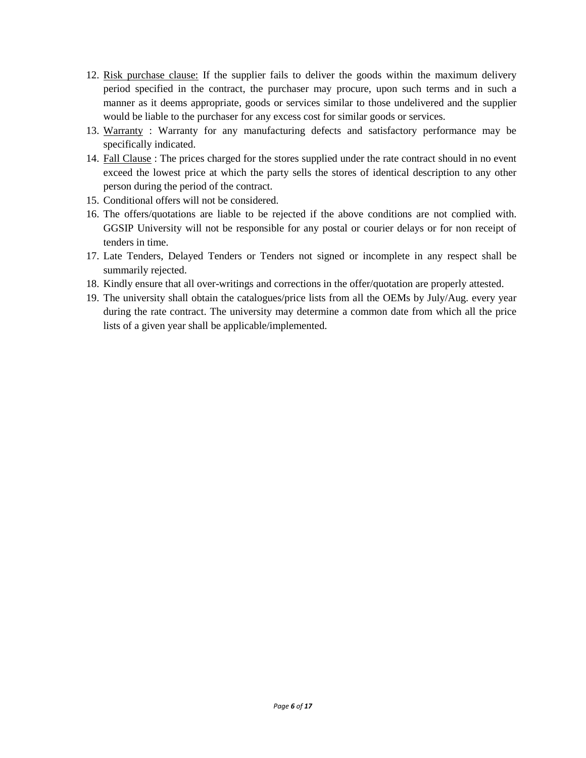12. Risk purchase clause: If the supplier fails to deliver the goods within the maximum delivery period specified in the contract, the purchaser may procure, upon such terms and in such a manner as it deems appropriate, goods or services similar to those undelivered and the supplier would be liable to the purchaser for any excess cost for similar goods or services.
13. Warranty : Warranty for any manufacturing defects and satisfactory performance may be specifically indicated.
14. Fall Clause : The prices charged for the stores supplied under the rate contract should in no event exceed the lowest price at which the party sells the stores of identical description to any other person during the period of the contract.
15. Conditional offers will not be considered.
16. The offers/quotations are liable to be rejected if the above conditions are not complied with. GGSIP University will not be responsible for any postal or courier delays or for non receipt of tenders in time.
17. Late Tenders, Delayed Tenders or Tenders not signed or incomplete in any respect shall be summarily rejected.
18. Kindly ensure that all over-writings and corrections in the offer/quotation are properly attested.
19. The university shall obtain the catalogues/price lists from all the OEMs by July/Aug. every year during the rate contract. The university may determine a common date from which all the price lists of a given year shall be applicable/implemented.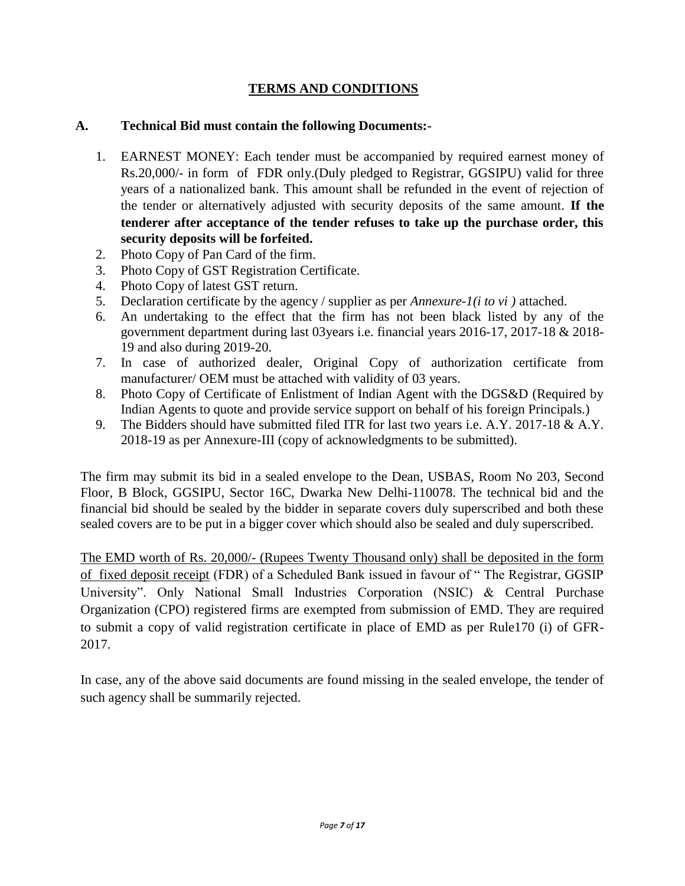# **TERMS AND CONDITIONS**

**A. Technical Bid must contain the following Documents:-**

1. EARNEST MONEY: Each tender must be accompanied by required earnest money of Rs.20,000/- in form of FDR only.(Duly pledged to Registrar, GGSIPU) valid for three years of a nationalized bank. This amount shall be refunded in the event of rejection of the tender or alternatively adjusted with security deposits of the same amount. **If the tenderer after acceptance of the tender refuses to take up the purchase order, this security deposits will be forfeited.**
2. Photo Copy of Pan Card of the firm.
3. Photo Copy of GST Registration Certificate.
4. Photo Copy of latest GST return.
5. Declaration certificate by the agency / supplier as per *Annexure-1(i to vi )* attached.
6. An undertaking to the effect that the firm has not been black listed by any of the government department during last 03years i.e. financial years 2016-17, 2017-18 & 2018-19 and also during 2019-20.
7. In case of authorized dealer, Original Copy of authorization certificate from manufacturer/ OEM must be attached with validity of 03 years.
8. Photo Copy of Certificate of Enlistment of Indian Agent with the DGS&D (Required by Indian Agents to quote and provide service support on behalf of his foreign Principals.)
9. The Bidders should have submitted filed ITR for last two years i.e. A.Y. 2017-18 & A.Y. 2018-19 as per Annexure-III (copy of acknowledgments to be submitted).

The firm may submit its bid in a sealed envelope to the Dean, USBAS, Room No 203, Second Floor, B Block, GGSIPU, Sector 16C, Dwarka New Delhi-110078. The technical bid and the financial bid should be sealed by the bidder in separate covers duly superscribed and both these sealed covers are to be put in a bigger cover which should also be sealed and duly superscribed.

<u>The EMD worth of Rs. 20,000/- (Rupees Twenty Thousand only) shall be deposited in the form of fixed deposit receipt</u> (FDR) of a Scheduled Bank issued in favour of " The Registrar, GGSIP University". Only National Small Industries Corporation (NSIC) & Central Purchase Organization (CPO) registered firms are exempted from submission of EMD. They are required to submit a copy of valid registration certificate in place of EMD as per Rule170 (i) of GFR-2017.

In case, any of the above said documents are found missing in the sealed envelope, the tender of such agency shall be summarily rejected.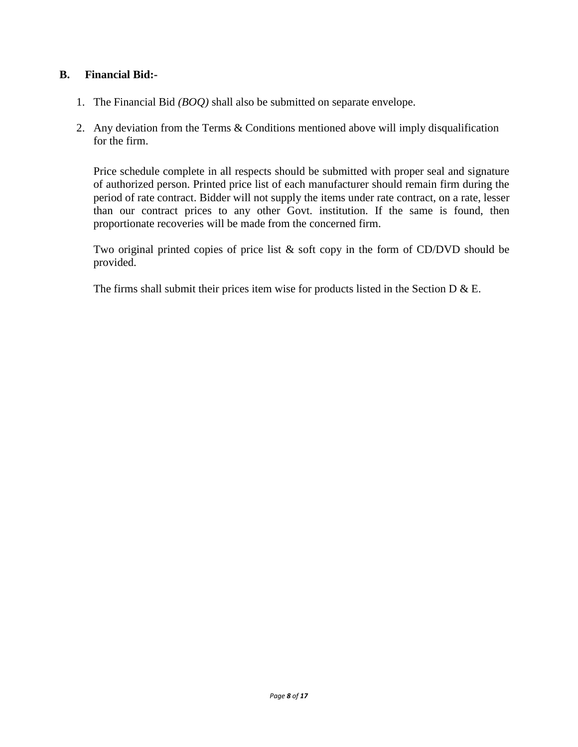**B. Financial Bid:-**

1. The Financial Bid *(BOQ)* shall also be submitted on separate envelope.

2. Any deviation from the Terms & Conditions mentioned above will imply disqualification for the firm.

   Price schedule complete in all respects should be submitted with proper seal and signature of authorized person. Printed price list of each manufacturer should remain firm during the period of rate contract. Bidder will not supply the items under rate contract, on a rate, lesser than our contract prices to any other Govt. institution. If the same is found, then proportionate recoveries will be made from the concerned firm.

   Two original printed copies of price list & soft copy in the form of CD/DVD should be provided.

   The firms shall submit their prices item wise for products listed in the Section D & E.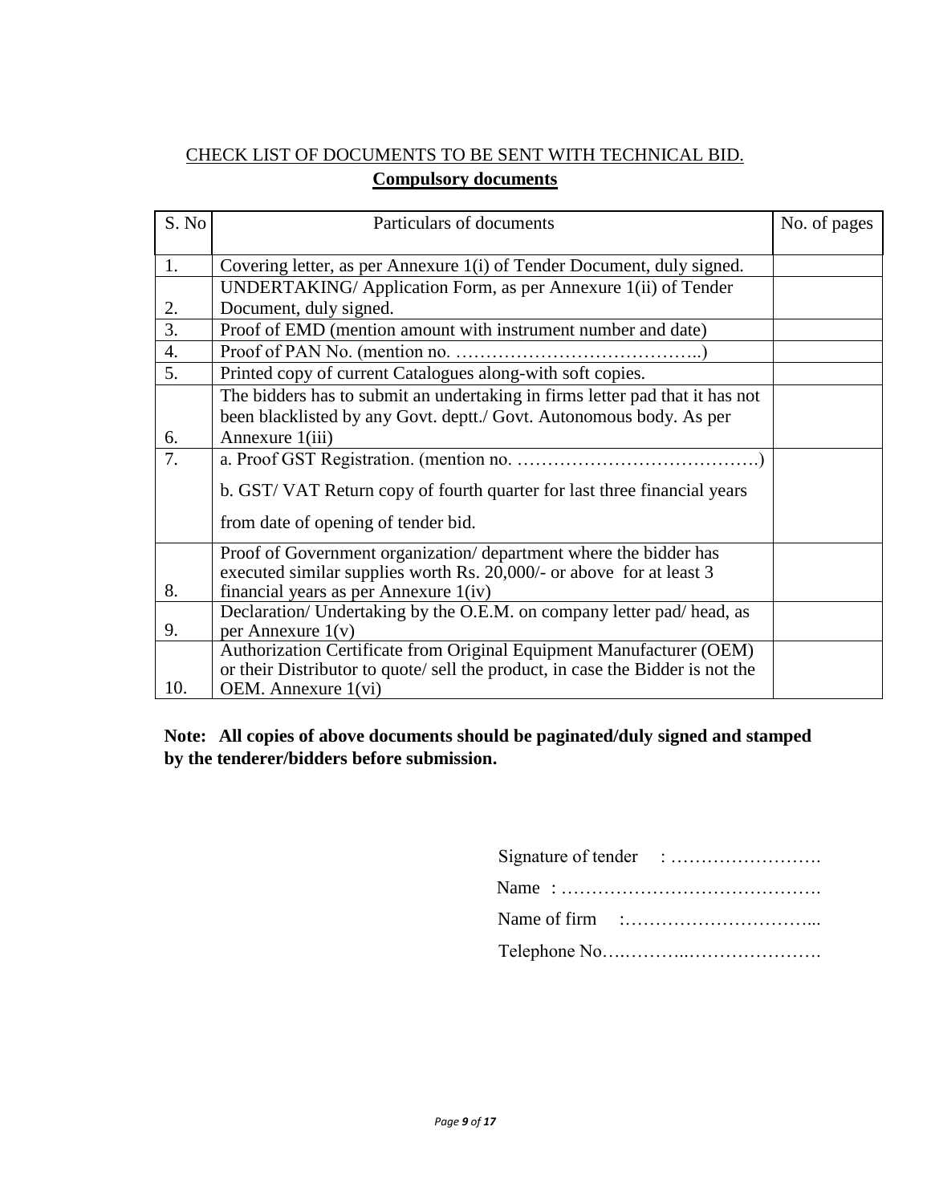CHECK LIST OF DOCUMENTS TO BE SENT WITH TECHNICAL BID.

**Compulsory documents**

| S. No | Particulars of documents | No. of pages |
|---|---|---|
| 1. | Covering letter, as per Annexure 1(i) of Tender Document, duly signed. | |
| 2. | UNDERTAKING/ Application Form, as per Annexure 1(ii) of Tender Document, duly signed. | |
| 3. | Proof of EMD (mention amount with instrument number and date) | |
| 4. | Proof of PAN No. (mention no. …………………………………..) | |
| 5. | Printed copy of current Catalogues along-with soft copies. | |
| 6. | The bidders has to submit an undertaking in firms letter pad that it has not been blacklisted by any Govt. deptt./ Govt. Autonomous body. As per Annexure 1(iii) | |
| 7. | a. Proof GST Registration. (mention no. …………………………………) <br> b. GST/ VAT Return copy of fourth quarter for last three financial years from date of opening of tender bid. | |
| 8. | Proof of Government organization/ department where the bidder has executed similar supplies worth Rs. 20,000/- or above for at least 3 financial years as per Annexure 1(iv) | |
| 9. | Declaration/ Undertaking by the O.E.M. on company letter pad/ head, as per Annexure 1(v) | |
| 10. | Authorization Certificate from Original Equipment Manufacturer (OEM) or their Distributor to quote/ sell the product, in case the Bidder is not the OEM. Annexure 1(vi) | |

**Note: All copies of above documents should be paginated/duly signed and stamped by the tenderer/bidders before submission.**

Signature of tender : …………………….

Name : …………………………………….

Name of firm :…………………………...

Telephone No….………..………………….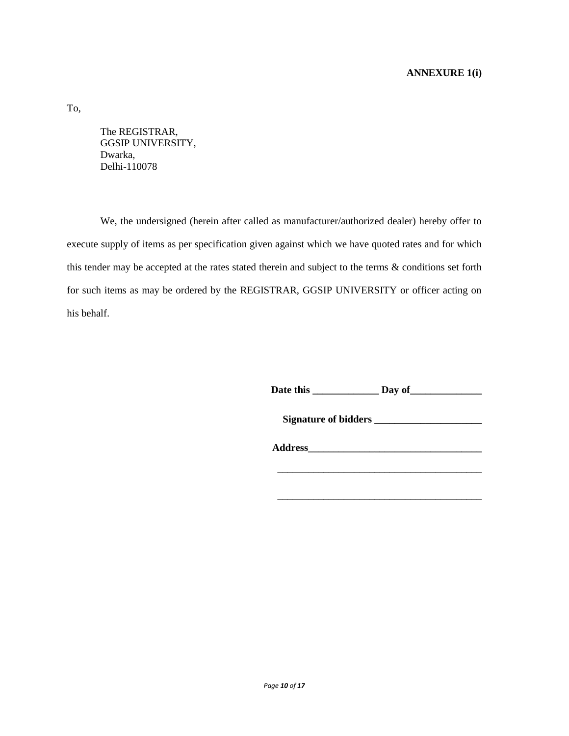**ANNEXURE 1(i)**

To,

The REGISTRAR,
GGSIP UNIVERSITY,
Dwarka,
Delhi-110078

We, the undersigned (herein after called as manufacturer/authorized dealer) hereby offer to execute supply of items as per specification given against which we have quoted rates and for which this tender may be accepted at the rates stated therein and subject to the terms & conditions set forth for such items as may be ordered by the REGISTRAR, GGSIP UNIVERSITY or officer acting on his behalf.

**Date this _____________ Day of______________**

**Signature of bidders _____________________**

**Address__________________________________**

_________________________________________

_________________________________________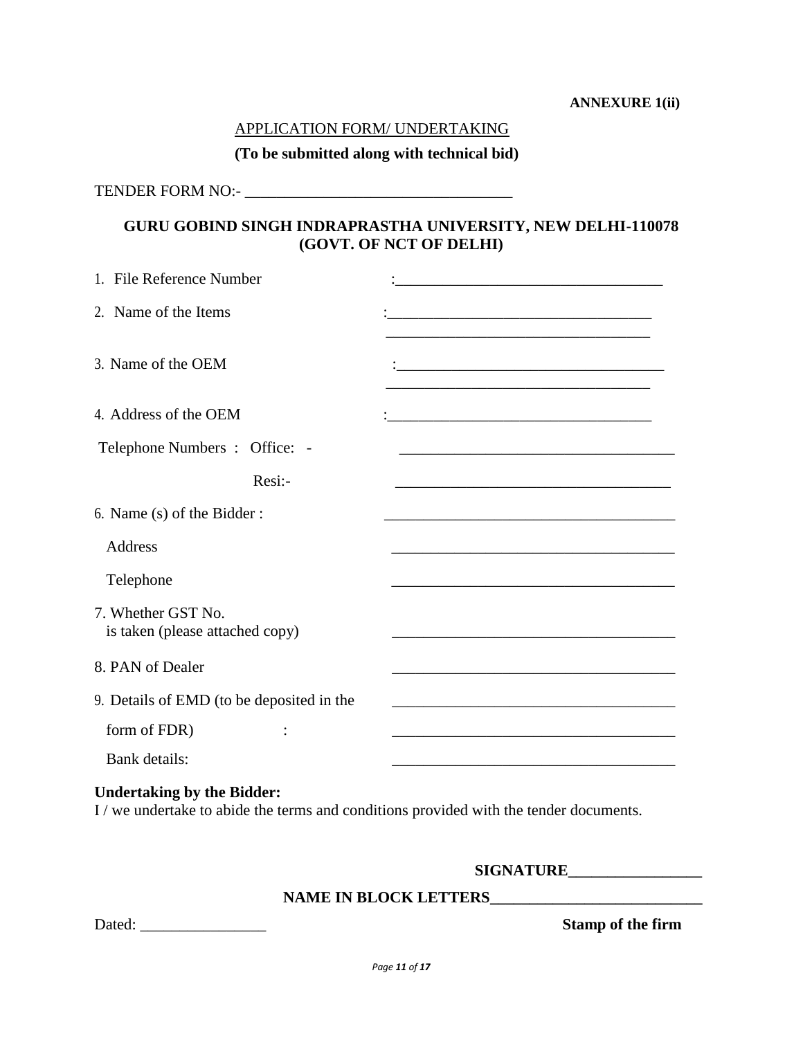**ANNEXURE 1(ii)**

APPLICATION FORM/ UNDERTAKING

**(To be submitted along with technical bid)**

TENDER FORM NO:- ___________________________________

**GURU GOBIND SINGH INDRAPRASTHA UNIVERSITY, NEW DELHI-110078**
**(GOVT. OF NCT OF DELHI)**

1. File Reference Number : ___________________________________

2. Name of the Items : ___________________________________
___________________________________

3. Name of the OEM : ___________________________________
___________________________________

4. Address of the OEM : ___________________________________

Telephone Numbers : Office: - ___________________________________

Resi:- ___________________________________

6. Name (s) of the Bidder : ___________________________________

Address ___________________________________

Telephone ___________________________________

7. Whether GST No.
is taken (please attached copy) ___________________________________

8. PAN of Dealer ___________________________________

9. Details of EMD (to be deposited in the ___________________________________

form of FDR) : ___________________________________

Bank details: ___________________________________

**Undertaking by the Bidder:**
I / we undertake to abide the terms and conditions provided with the tender documents.

**SIGNATURE_________________**

**NAME IN BLOCK LETTERS___________________________**

Dated: ________________ **Stamp of the firm**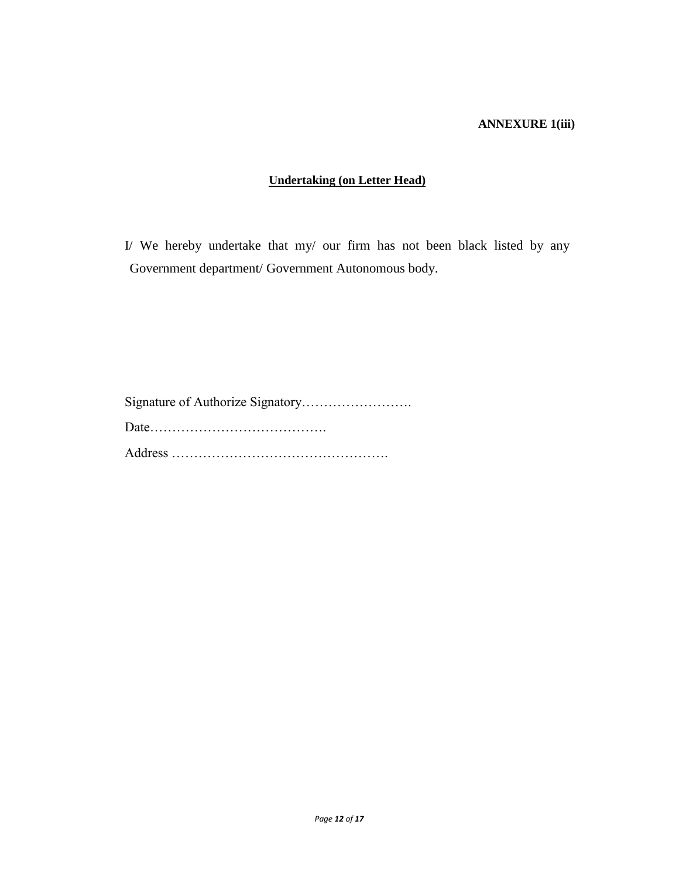**ANNEXURE 1(iii)**

**Undertaking (on Letter Head)**

I/ We hereby undertake that my/ our firm has not been black listed by any Government department/ Government Autonomous body.

Signature of Authorize Signatory…………………….

Date………………………………….

Address ………………………………………….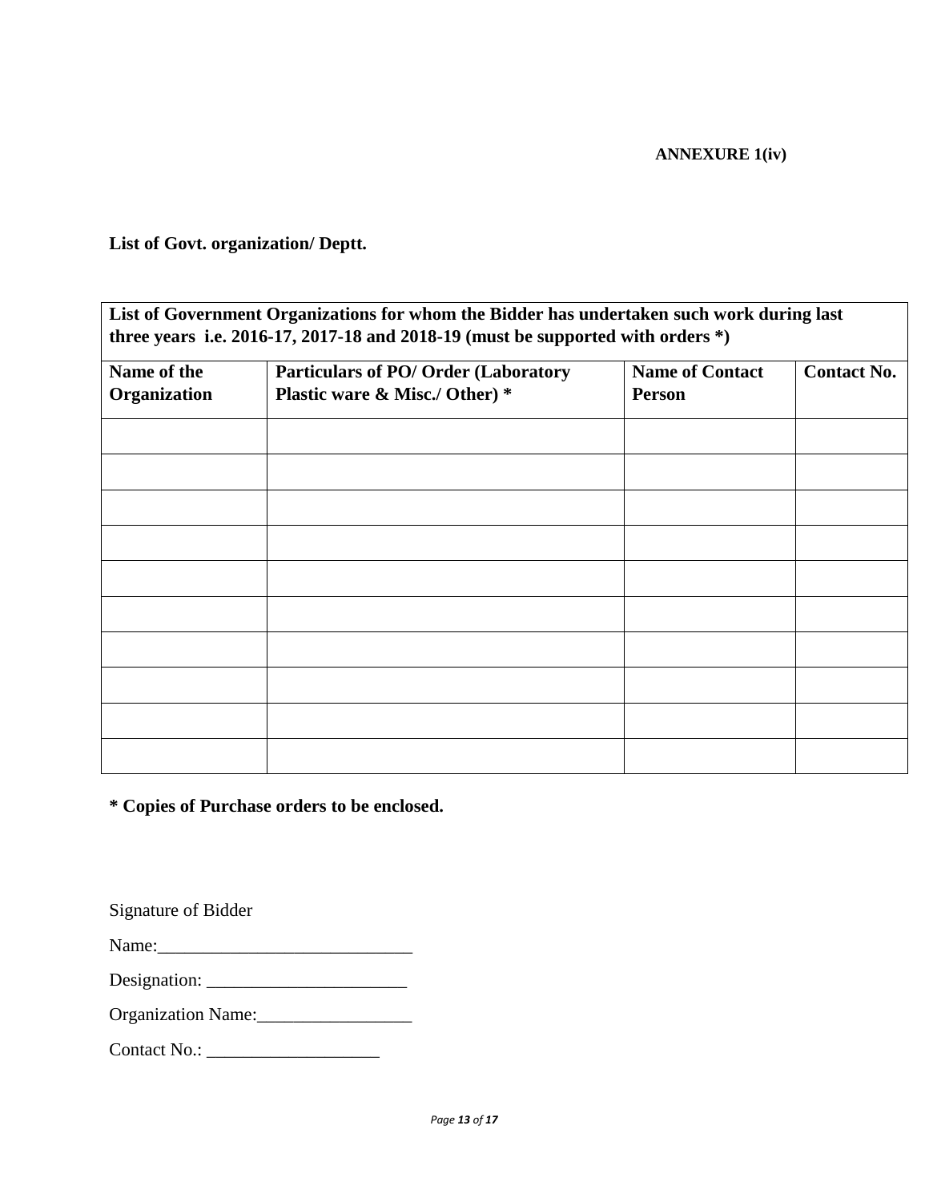**ANNEXURE 1(iv)**

**List of Govt. organization/ Deptt.**

| **List of Government Organizations for whom the Bidder has undertaken such work during last three years i.e. 2016-17, 2017-18 and 2018-19 (must be supported with orders *)** | | | |
|---|---|---|---|
| **Name of the Organization** | **Particulars of PO/ Order (Laboratory Plastic ware & Misc./ Other) *** | **Name of Contact Person** | **Contact No.** |
| | | | |
| | | | |
| | | | |
| | | | |
| | | | |
| | | | |
| | | | |
| | | | |
| | | | |
| | | | |

**\* Copies of Purchase orders to be enclosed.**

Signature of Bidder

Name:\_\_\_\_\_\_\_\_\_\_\_\_\_\_\_\_\_\_\_\_\_\_\_\_\_\_\_\_

Designation: \_\_\_\_\_\_\_\_\_\_\_\_\_\_\_\_\_\_\_\_\_\_

Organization Name:\_\_\_\_\_\_\_\_\_\_\_\_\_\_\_\_\_

Contact No.: \_\_\_\_\_\_\_\_\_\_\_\_\_\_\_\_\_\_\_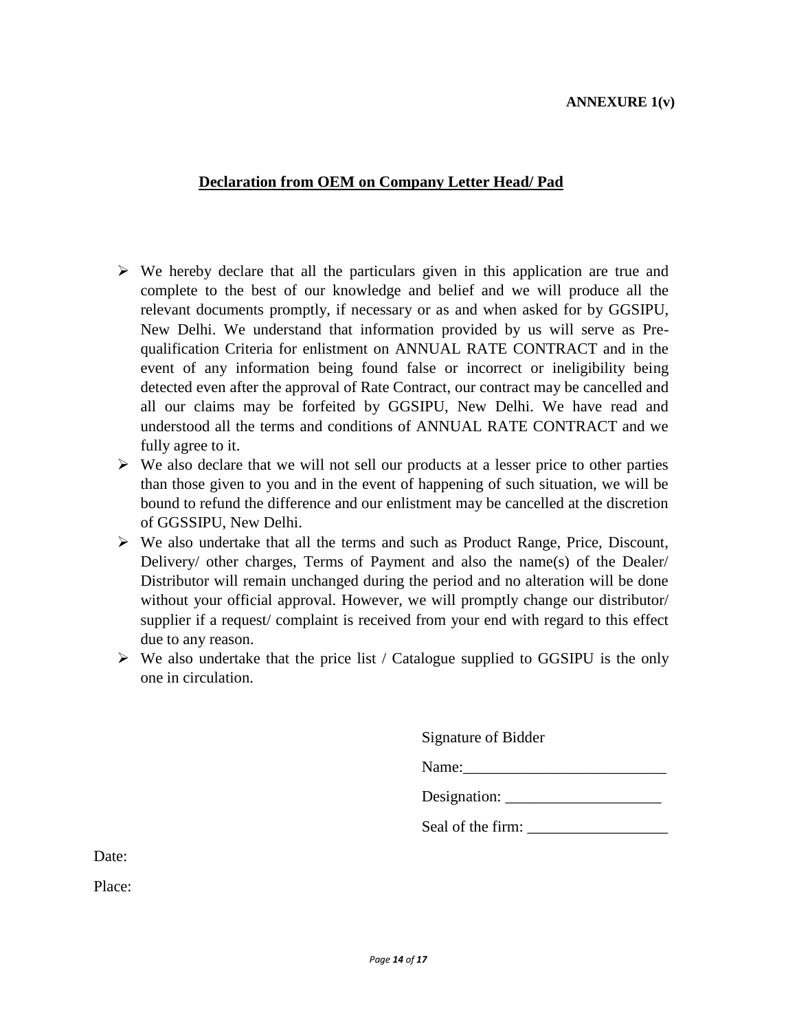**ANNEXURE 1(v)**

## Declaration from OEM on Company Letter Head/ Pad

- We hereby declare that all the particulars given in this application are true and complete to the best of our knowledge and belief and we will produce all the relevant documents promptly, if necessary or as and when asked for by GGSIPU, New Delhi. We understand that information provided by us will serve as Pre-qualification Criteria for enlistment on ANNUAL RATE CONTRACT and in the event of any information being found false or incorrect or ineligibility being detected even after the approval of Rate Contract, our contract may be cancelled and all our claims may be forfeited by GGSIPU, New Delhi. We have read and understood all the terms and conditions of ANNUAL RATE CONTRACT and we fully agree to it.
- We also declare that we will not sell our products at a lesser price to other parties than those given to you and in the event of happening of such situation, we will be bound to refund the difference and our enlistment may be cancelled at the discretion of GGSSIPU, New Delhi.
- We also undertake that all the terms and such as Product Range, Price, Discount, Delivery/ other charges, Terms of Payment and also the name(s) of the Dealer/ Distributor will remain unchanged during the period and no alteration will be done without your official approval. However, we will promptly change our distributor/ supplier if a request/ complaint is received from your end with regard to this effect due to any reason.
- We also undertake that the price list / Catalogue supplied to GGSIPU is the only one in circulation.

Signature of Bidder

Name:__________________________

Designation: ____________________

Seal of the firm: __________________

Date:

Place: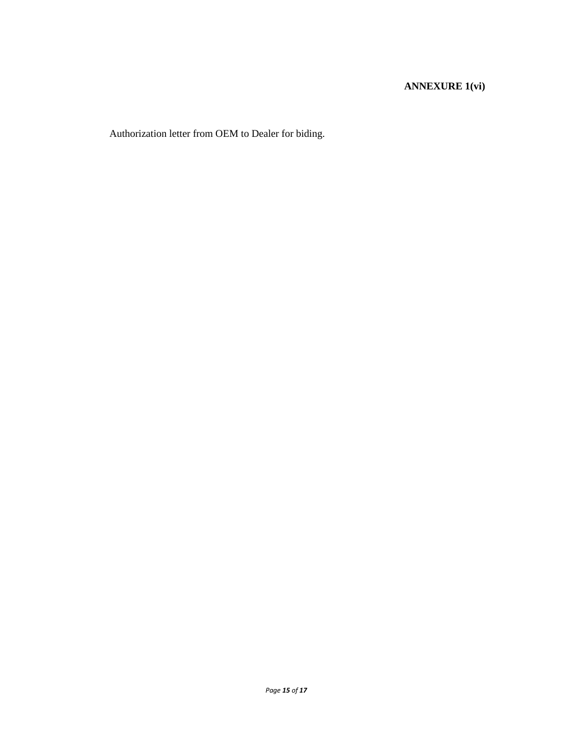**ANNEXURE 1(vi)**

Authorization letter from OEM to Dealer for biding.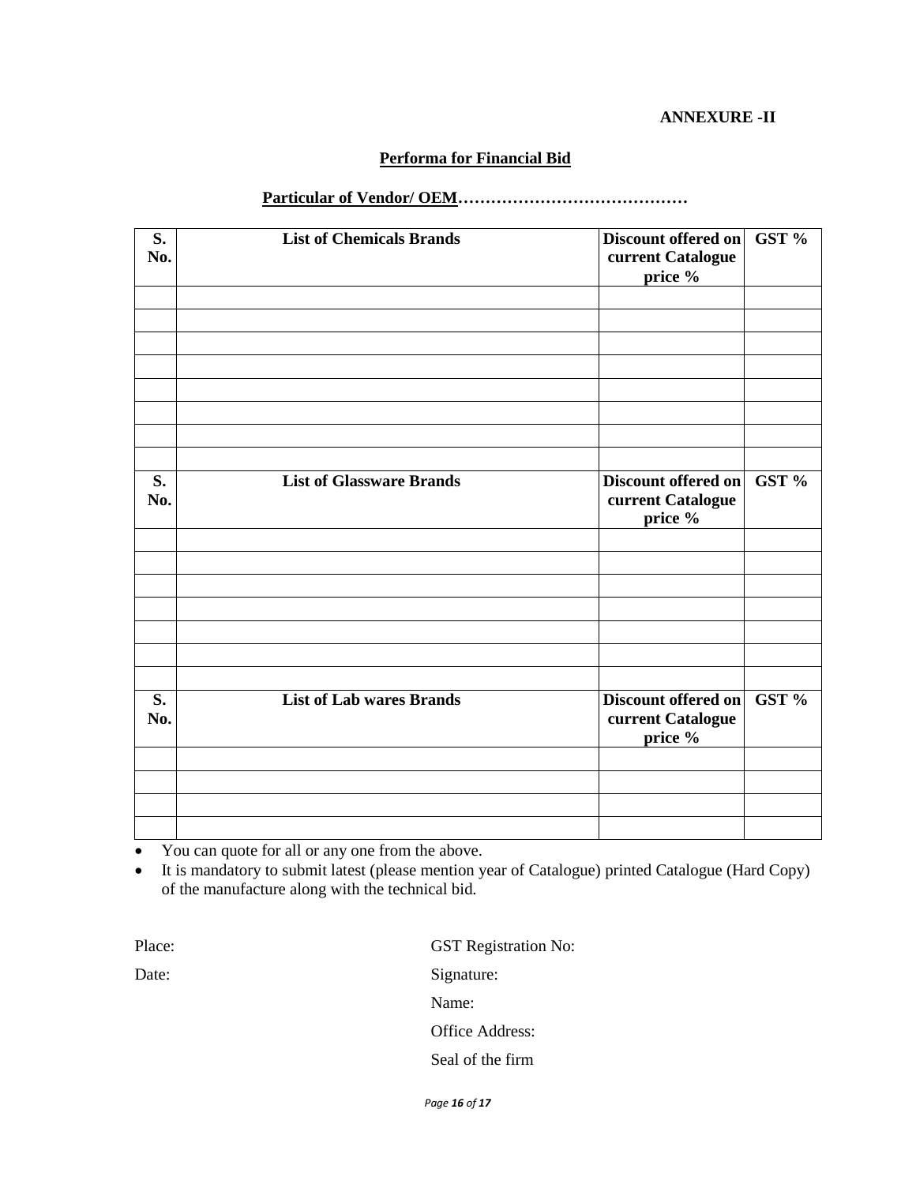**ANNEXURE -II**

**Performa for Financial Bid**

**Particular of Vendor/ OEM……………………………………**

| S. No. | List of Chemicals Brands | Discount offered on current Catalogue price % | GST % |
|---|---|---|---|
| | | | |
| | | | |
| | | | |
| | | | |
| | | | |
| | | | |
| | | | |
| | | | |
| **S. No.** | **List of Glassware Brands** | **Discount offered on current Catalogue price %** | **GST %** |
| | | | |
| | | | |
| | | | |
| | | | |
| | | | |
| | | | |
| | | | |
| **S. No.** | **List of Lab wares Brands** | **Discount offered on current Catalogue price %** | **GST %** |
| | | | |
| | | | |
| | | | |
| | | | |

- You can quote for all or any one from the above.
- It is mandatory to submit latest (please mention year of Catalogue) printed Catalogue (Hard Copy) of the manufacture along with the technical bid.

Place:

Date:

GST Registration No:

Signature:

Name:

Office Address:

Seal of the firm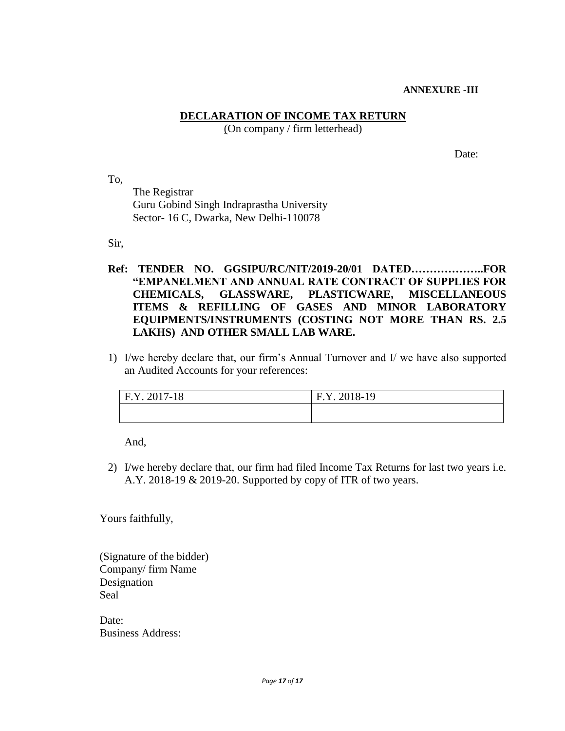**ANNEXURE -III**

## DECLARATION OF INCOME TAX RETURN

(On company / firm letterhead)

Date:

To,

The Registrar
Guru Gobind Singh Indraprastha University
Sector- 16 C, Dwarka, New Delhi-110078

Sir,

**Ref: TENDER NO. GGSIPU/RC/NIT/2019-20/01 DATED………………..FOR "EMPANELMENT AND ANNUAL RATE CONTRACT OF SUPPLIES FOR CHEMICALS, GLASSWARE, PLASTICWARE, MISCELLANEOUS ITEMS & REFILLING OF GASES AND MINOR LABORATORY EQUIPMENTS/INSTRUMENTS (COSTING NOT MORE THAN RS. 2.5 LAKHS) AND OTHER SMALL LAB WARE.**

1) I/we hereby declare that, our firm's Annual Turnover and I/ we have also supported an Audited Accounts for your references:

| F.Y. 2017-18 | F.Y. 2018-19 |
|---|---|
| | |

And,

2) I/we hereby declare that, our firm had filed Income Tax Returns for last two years i.e. A.Y. 2018-19 & 2019-20. Supported by copy of ITR of two years.

Yours faithfully,

(Signature of the bidder)
Company/ firm Name
Designation
Seal

Date:
Business Address: